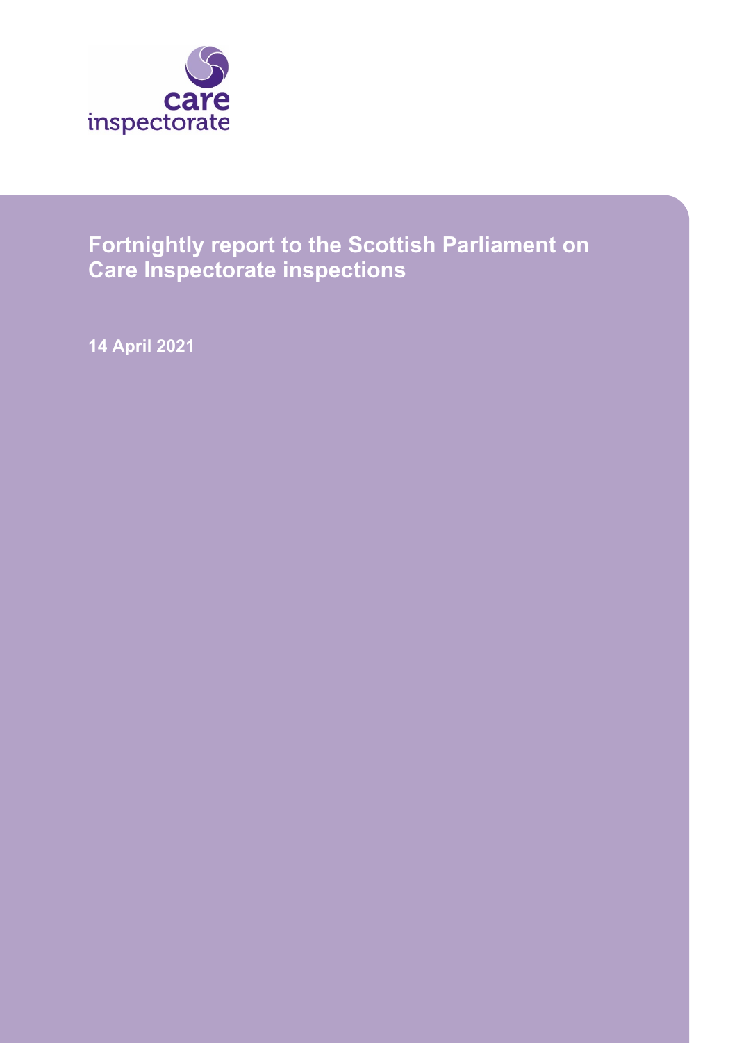care inspectorate

# Fortnightly report to the Scottish Parliament on Care Inspectorate inspections

**14 April 2021**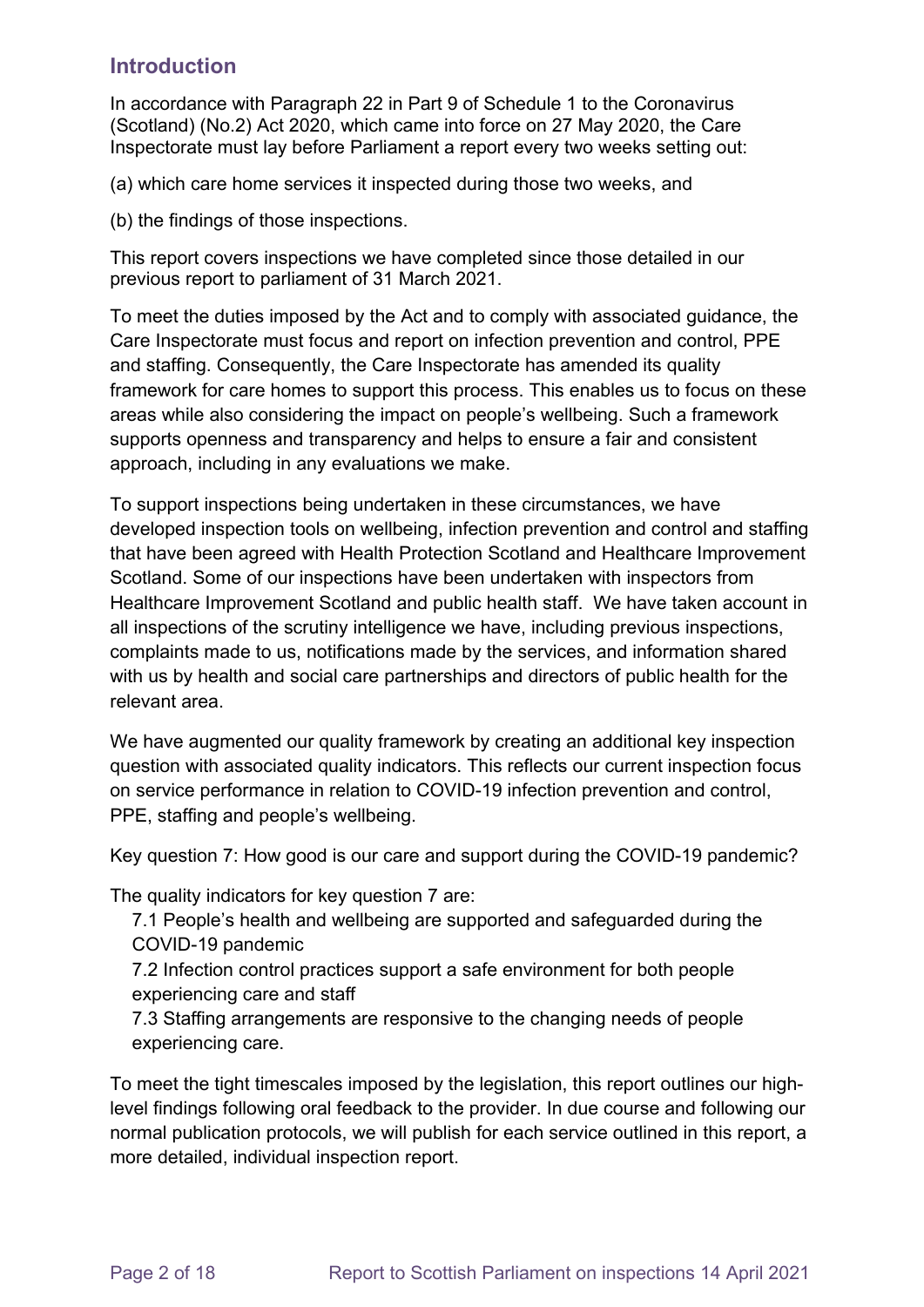## Introduction

In accordance with Paragraph 22 in Part 9 of Schedule 1 to the Coronavirus (Scotland) (No.2) Act 2020, which came into force on 27 May 2020, the Care Inspectorate must lay before Parliament a report every two weeks setting out:

(a) which care home services it inspected during those two weeks, and

(b) the findings of those inspections.

This report covers inspections we have completed since those detailed in our previous report to parliament of 31 March 2021.

To meet the duties imposed by the Act and to comply with associated guidance, the Care Inspectorate must focus and report on infection prevention and control, PPE and staffing. Consequently, the Care Inspectorate has amended its quality framework for care homes to support this process. This enables us to focus on these areas while also considering the impact on people's wellbeing. Such a framework supports openness and transparency and helps to ensure a fair and consistent approach, including in any evaluations we make.

To support inspections being undertaken in these circumstances, we have developed inspection tools on wellbeing, infection prevention and control and staffing that have been agreed with Health Protection Scotland and Healthcare Improvement Scotland. Some of our inspections have been undertaken with inspectors from Healthcare Improvement Scotland and public health staff. We have taken account in all inspections of the scrutiny intelligence we have, including previous inspections, complaints made to us, notifications made by the services, and information shared with us by health and social care partnerships and directors of public health for the relevant area.

We have augmented our quality framework by creating an additional key inspection question with associated quality indicators. This reflects our current inspection focus on service performance in relation to COVID-19 infection prevention and control, PPE, staffing and people's wellbeing.

Key question 7: How good is our care and support during the COVID-19 pandemic?

The quality indicators for key question 7 are:

7.1 People's health and wellbeing are supported and safeguarded during the COVID-19 pandemic

7.2 Infection control practices support a safe environment for both people experiencing care and staff

7.3 Staffing arrangements are responsive to the changing needs of people experiencing care.

To meet the tight timescales imposed by the legislation, this report outlines our high-level findings following oral feedback to the provider. In due course and following our normal publication protocols, we will publish for each service outlined in this report, a more detailed, individual inspection report.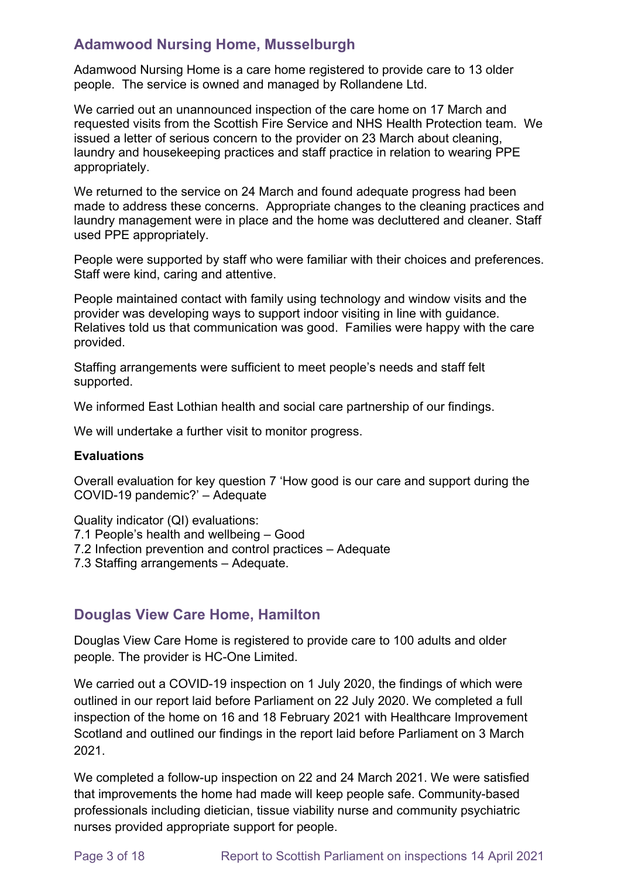## Adamwood Nursing Home, Musselburgh

Adamwood Nursing Home is a care home registered to provide care to 13 older people. The service is owned and managed by Rollandene Ltd.

We carried out an unannounced inspection of the care home on 17 March and requested visits from the Scottish Fire Service and NHS Health Protection team. We issued a letter of serious concern to the provider on 23 March about cleaning, laundry and housekeeping practices and staff practice in relation to wearing PPE appropriately.

We returned to the service on 24 March and found adequate progress had been made to address these concerns. Appropriate changes to the cleaning practices and laundry management were in place and the home was decluttered and cleaner. Staff used PPE appropriately.

People were supported by staff who were familiar with their choices and preferences. Staff were kind, caring and attentive.

People maintained contact with family using technology and window visits and the provider was developing ways to support indoor visiting in line with guidance. Relatives told us that communication was good. Families were happy with the care provided.

Staffing arrangements were sufficient to meet people's needs and staff felt supported.

We informed East Lothian health and social care partnership of our findings.

We will undertake a further visit to monitor progress.

**Evaluations**

Overall evaluation for key question 7 'How good is our care and support during the COVID-19 pandemic?' – Adequate

Quality indicator (QI) evaluations:
7.1 People's health and wellbeing – Good
7.2 Infection prevention and control practices – Adequate
7.3 Staffing arrangements – Adequate.

## Douglas View Care Home, Hamilton

Douglas View Care Home is registered to provide care to 100 adults and older people. The provider is HC-One Limited.

We carried out a COVID-19 inspection on 1 July 2020, the findings of which were outlined in our report laid before Parliament on 22 July 2020. We completed a full inspection of the home on 16 and 18 February 2021 with Healthcare Improvement Scotland and outlined our findings in the report laid before Parliament on 3 March 2021.

We completed a follow-up inspection on 22 and 24 March 2021. We were satisfied that improvements the home had made will keep people safe. Community-based professionals including dietician, tissue viability nurse and community psychiatric nurses provided appropriate support for people.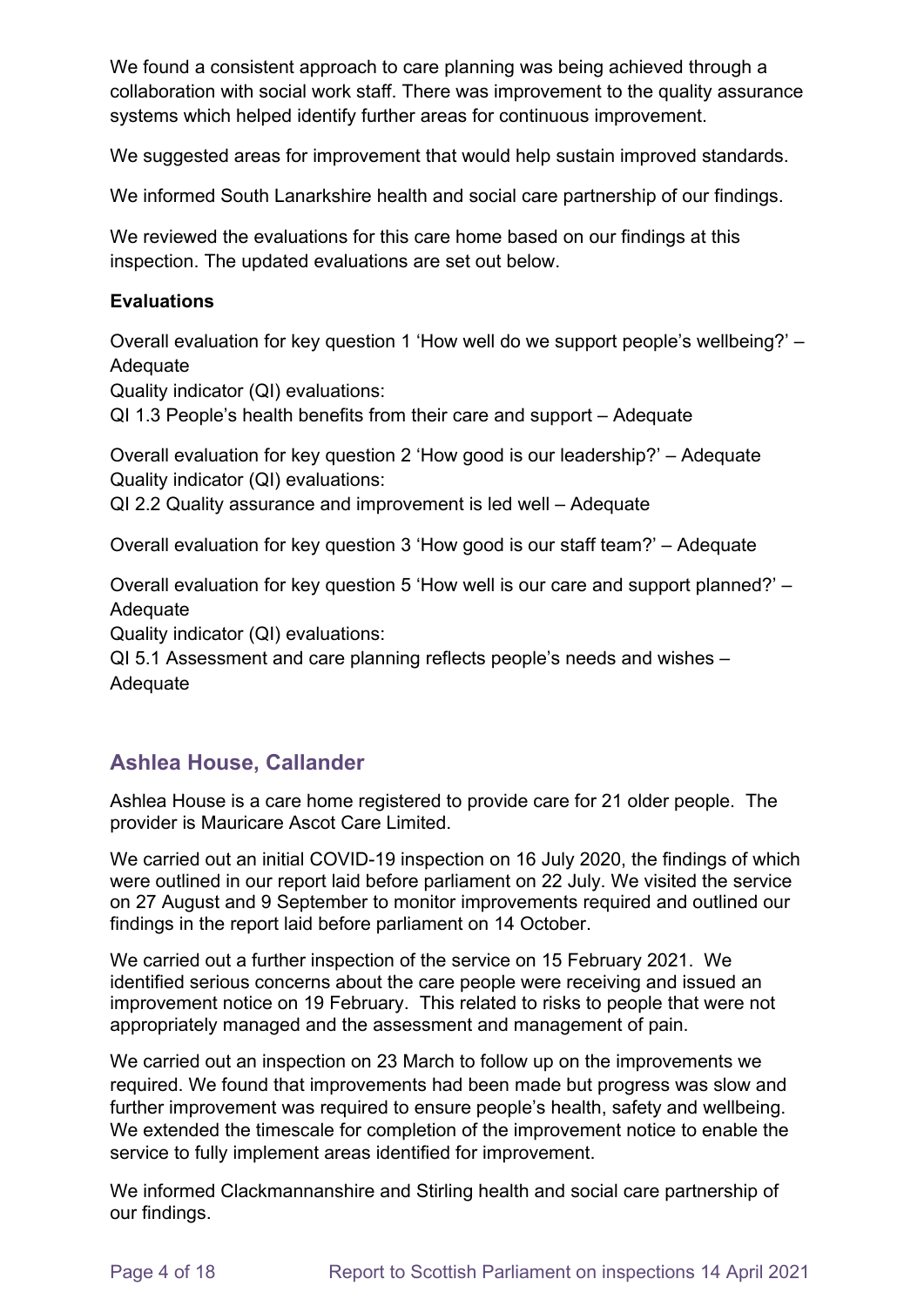We found a consistent approach to care planning was being achieved through a collaboration with social work staff. There was improvement to the quality assurance systems which helped identify further areas for continuous improvement.

We suggested areas for improvement that would help sustain improved standards.

We informed South Lanarkshire health and social care partnership of our findings.

We reviewed the evaluations for this care home based on our findings at this inspection. The updated evaluations are set out below.

**Evaluations**

Overall evaluation for key question 1 'How well do we support people's wellbeing?' – Adequate
Quality indicator (QI) evaluations:
QI 1.3 People's health benefits from their care and support – Adequate

Overall evaluation for key question 2 'How good is our leadership?' – Adequate
Quality indicator (QI) evaluations:
QI 2.2 Quality assurance and improvement is led well – Adequate

Overall evaluation for key question 3 'How good is our staff team?' – Adequate

Overall evaluation for key question 5 'How well is our care and support planned?' – Adequate
Quality indicator (QI) evaluations:
QI 5.1 Assessment and care planning reflects people's needs and wishes – Adequate

## Ashlea House, Callander

Ashlea House is a care home registered to provide care for 21 older people. The provider is Mauricare Ascot Care Limited.

We carried out an initial COVID-19 inspection on 16 July 2020, the findings of which were outlined in our report laid before parliament on 22 July. We visited the service on 27 August and 9 September to monitor improvements required and outlined our findings in the report laid before parliament on 14 October.

We carried out a further inspection of the service on 15 February 2021. We identified serious concerns about the care people were receiving and issued an improvement notice on 19 February. This related to risks to people that were not appropriately managed and the assessment and management of pain.

We carried out an inspection on 23 March to follow up on the improvements we required. We found that improvements had been made but progress was slow and further improvement was required to ensure people's health, safety and wellbeing. We extended the timescale for completion of the improvement notice to enable the service to fully implement areas identified for improvement.

We informed Clackmannanshire and Stirling health and social care partnership of our findings.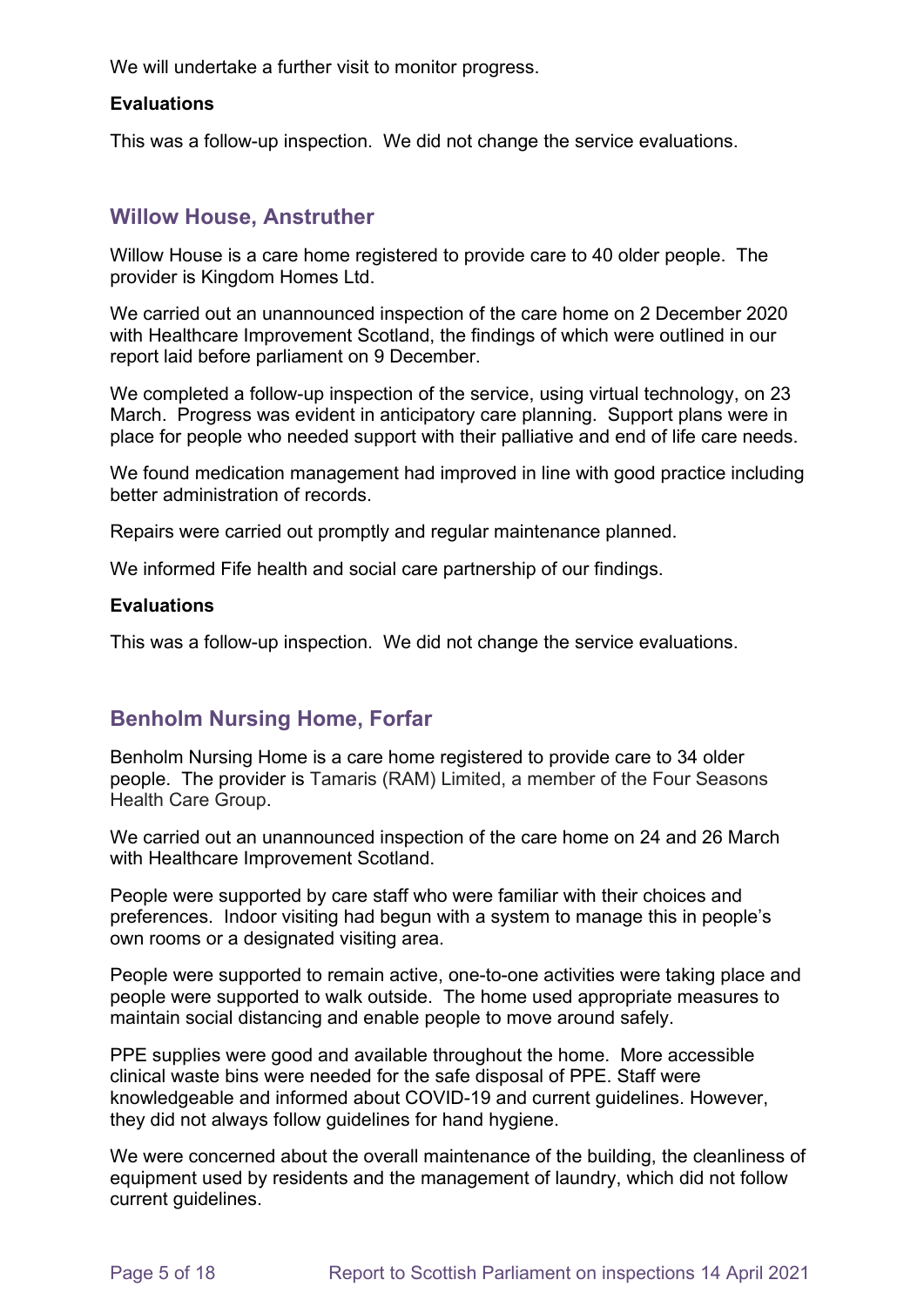We will undertake a further visit to monitor progress.

**Evaluations**

This was a follow-up inspection. We did not change the service evaluations.

## Willow House, Anstruther

Willow House is a care home registered to provide care to 40 older people. The provider is Kingdom Homes Ltd.

We carried out an unannounced inspection of the care home on 2 December 2020 with Healthcare Improvement Scotland, the findings of which were outlined in our report laid before parliament on 9 December.

We completed a follow-up inspection of the service, using virtual technology, on 23 March. Progress was evident in anticipatory care planning. Support plans were in place for people who needed support with their palliative and end of life care needs.

We found medication management had improved in line with good practice including better administration of records.

Repairs were carried out promptly and regular maintenance planned.

We informed Fife health and social care partnership of our findings.

**Evaluations**

This was a follow-up inspection. We did not change the service evaluations.

## Benholm Nursing Home, Forfar

Benholm Nursing Home is a care home registered to provide care to 34 older people. The provider is Tamaris (RAM) Limited, a member of the Four Seasons Health Care Group.

We carried out an unannounced inspection of the care home on 24 and 26 March with Healthcare Improvement Scotland.

People were supported by care staff who were familiar with their choices and preferences. Indoor visiting had begun with a system to manage this in people's own rooms or a designated visiting area.

People were supported to remain active, one-to-one activities were taking place and people were supported to walk outside. The home used appropriate measures to maintain social distancing and enable people to move around safely.

PPE supplies were good and available throughout the home. More accessible clinical waste bins were needed for the safe disposal of PPE. Staff were knowledgeable and informed about COVID-19 and current guidelines. However, they did not always follow guidelines for hand hygiene.

We were concerned about the overall maintenance of the building, the cleanliness of equipment used by residents and the management of laundry, which did not follow current guidelines.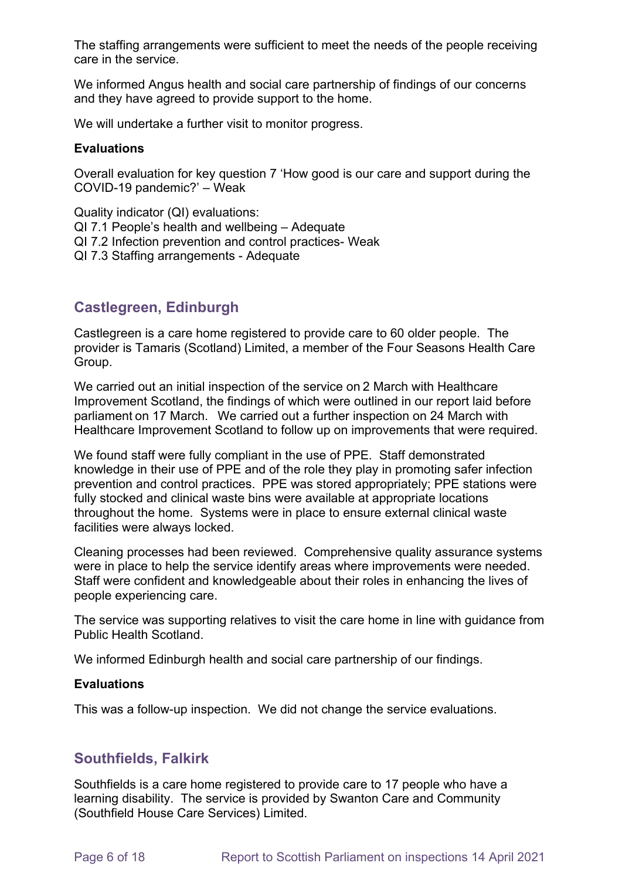The staffing arrangements were sufficient to meet the needs of the people receiving care in the service.

We informed Angus health and social care partnership of findings of our concerns and they have agreed to provide support to the home.

We will undertake a further visit to monitor progress.

**Evaluations**

Overall evaluation for key question 7 'How good is our care and support during the COVID-19 pandemic?' – Weak

Quality indicator (QI) evaluations:
QI 7.1 People's health and wellbeing – Adequate
QI 7.2 Infection prevention and control practices- Weak
QI 7.3 Staffing arrangements - Adequate

## Castlegreen, Edinburgh

Castlegreen is a care home registered to provide care to 60 older people. The provider is Tamaris (Scotland) Limited, a member of the Four Seasons Health Care Group.

We carried out an initial inspection of the service on 2 March with Healthcare Improvement Scotland, the findings of which were outlined in our report laid before parliament on 17 March. We carried out a further inspection on 24 March with Healthcare Improvement Scotland to follow up on improvements that were required.

We found staff were fully compliant in the use of PPE. Staff demonstrated knowledge in their use of PPE and of the role they play in promoting safer infection prevention and control practices. PPE was stored appropriately; PPE stations were fully stocked and clinical waste bins were available at appropriate locations throughout the home. Systems were in place to ensure external clinical waste facilities were always locked.

Cleaning processes had been reviewed. Comprehensive quality assurance systems were in place to help the service identify areas where improvements were needed. Staff were confident and knowledgeable about their roles in enhancing the lives of people experiencing care.

The service was supporting relatives to visit the care home in line with guidance from Public Health Scotland.

We informed Edinburgh health and social care partnership of our findings.

**Evaluations**

This was a follow-up inspection. We did not change the service evaluations.

## Southfields, Falkirk

Southfields is a care home registered to provide care to 17 people who have a learning disability. The service is provided by Swanton Care and Community (Southfield House Care Services) Limited.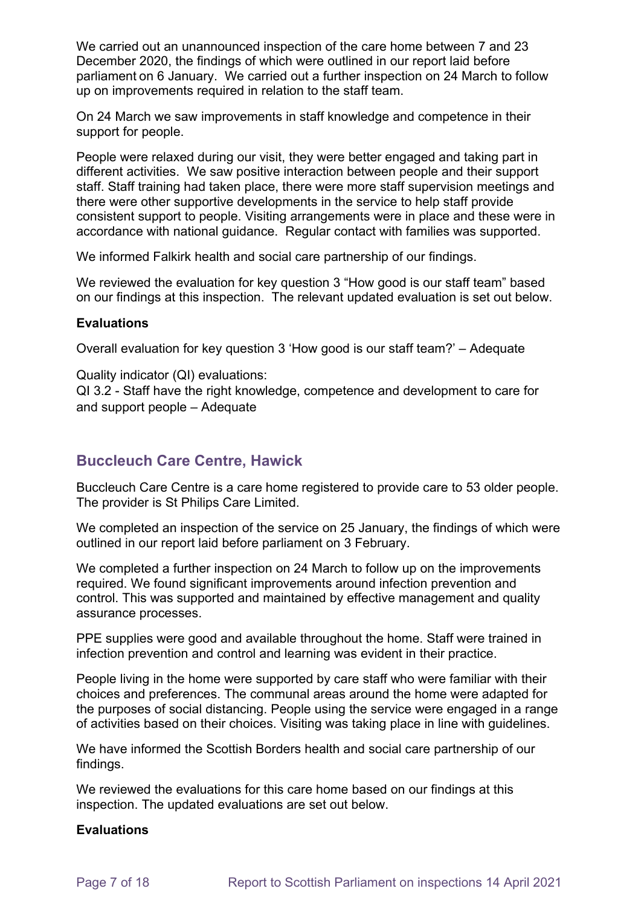We carried out an unannounced inspection of the care home between 7 and 23 December 2020, the findings of which were outlined in our report laid before parliament on 6 January. We carried out a further inspection on 24 March to follow up on improvements required in relation to the staff team.

On 24 March we saw improvements in staff knowledge and competence in their support for people.

People were relaxed during our visit, they were better engaged and taking part in different activities. We saw positive interaction between people and their support staff. Staff training had taken place, there were more staff supervision meetings and there were other supportive developments in the service to help staff provide consistent support to people. Visiting arrangements were in place and these were in accordance with national guidance. Regular contact with families was supported.

We informed Falkirk health and social care partnership of our findings.

We reviewed the evaluation for key question 3 "How good is our staff team" based on our findings at this inspection. The relevant updated evaluation is set out below.

**Evaluations**

Overall evaluation for key question 3 'How good is our staff team?' – Adequate

Quality indicator (QI) evaluations:
QI 3.2 - Staff have the right knowledge, competence and development to care for and support people – Adequate

## Buccleuch Care Centre, Hawick

Buccleuch Care Centre is a care home registered to provide care to 53 older people. The provider is St Philips Care Limited.

We completed an inspection of the service on 25 January, the findings of which were outlined in our report laid before parliament on 3 February.

We completed a further inspection on 24 March to follow up on the improvements required. We found significant improvements around infection prevention and control. This was supported and maintained by effective management and quality assurance processes.

PPE supplies were good and available throughout the home. Staff were trained in infection prevention and control and learning was evident in their practice.

People living in the home were supported by care staff who were familiar with their choices and preferences. The communal areas around the home were adapted for the purposes of social distancing. People using the service were engaged in a range of activities based on their choices. Visiting was taking place in line with guidelines.

We have informed the Scottish Borders health and social care partnership of our findings.

We reviewed the evaluations for this care home based on our findings at this inspection. The updated evaluations are set out below.

**Evaluations**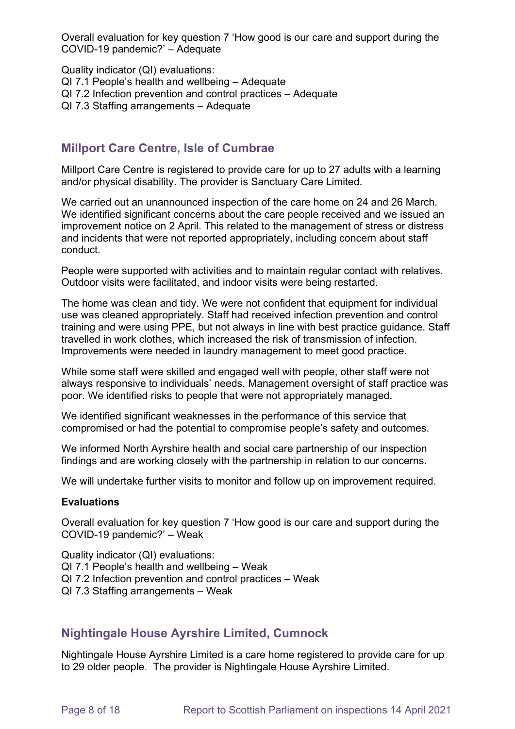Overall evaluation for key question 7 'How good is our care and support during the COVID-19 pandemic?' – Adequate

Quality indicator (QI) evaluations:
QI 7.1 People's health and wellbeing – Adequate
QI 7.2 Infection prevention and control practices – Adequate
QI 7.3 Staffing arrangements – Adequate

## Millport Care Centre, Isle of Cumbrae

Millport Care Centre is registered to provide care for up to 27 adults with a learning and/or physical disability. The provider is Sanctuary Care Limited.

We carried out an unannounced inspection of the care home on 24 and 26 March. We identified significant concerns about the care people received and we issued an improvement notice on 2 April. This related to the management of stress or distress and incidents that were not reported appropriately, including concern about staff conduct.

People were supported with activities and to maintain regular contact with relatives. Outdoor visits were facilitated, and indoor visits were being restarted.

The home was clean and tidy. We were not confident that equipment for individual use was cleaned appropriately. Staff had received infection prevention and control training and were using PPE, but not always in line with best practice guidance. Staff travelled in work clothes, which increased the risk of transmission of infection. Improvements were needed in laundry management to meet good practice.

While some staff were skilled and engaged well with people, other staff were not always responsive to individuals' needs. Management oversight of staff practice was poor. We identified risks to people that were not appropriately managed.

We identified significant weaknesses in the performance of this service that compromised or had the potential to compromise people's safety and outcomes.

We informed North Ayrshire health and social care partnership of our inspection findings and are working closely with the partnership in relation to our concerns.

We will undertake further visits to monitor and follow up on improvement required.

**Evaluations**

Overall evaluation for key question 7 'How good is our care and support during the COVID-19 pandemic?' – Weak

Quality indicator (QI) evaluations:
QI 7.1 People's health and wellbeing – Weak
QI 7.2 Infection prevention and control practices – Weak
QI 7.3 Staffing arrangements – Weak

## Nightingale House Ayrshire Limited, Cumnock

Nightingale House Ayrshire Limited is a care home registered to provide care for up to 29 older people. The provider is Nightingale House Ayrshire Limited.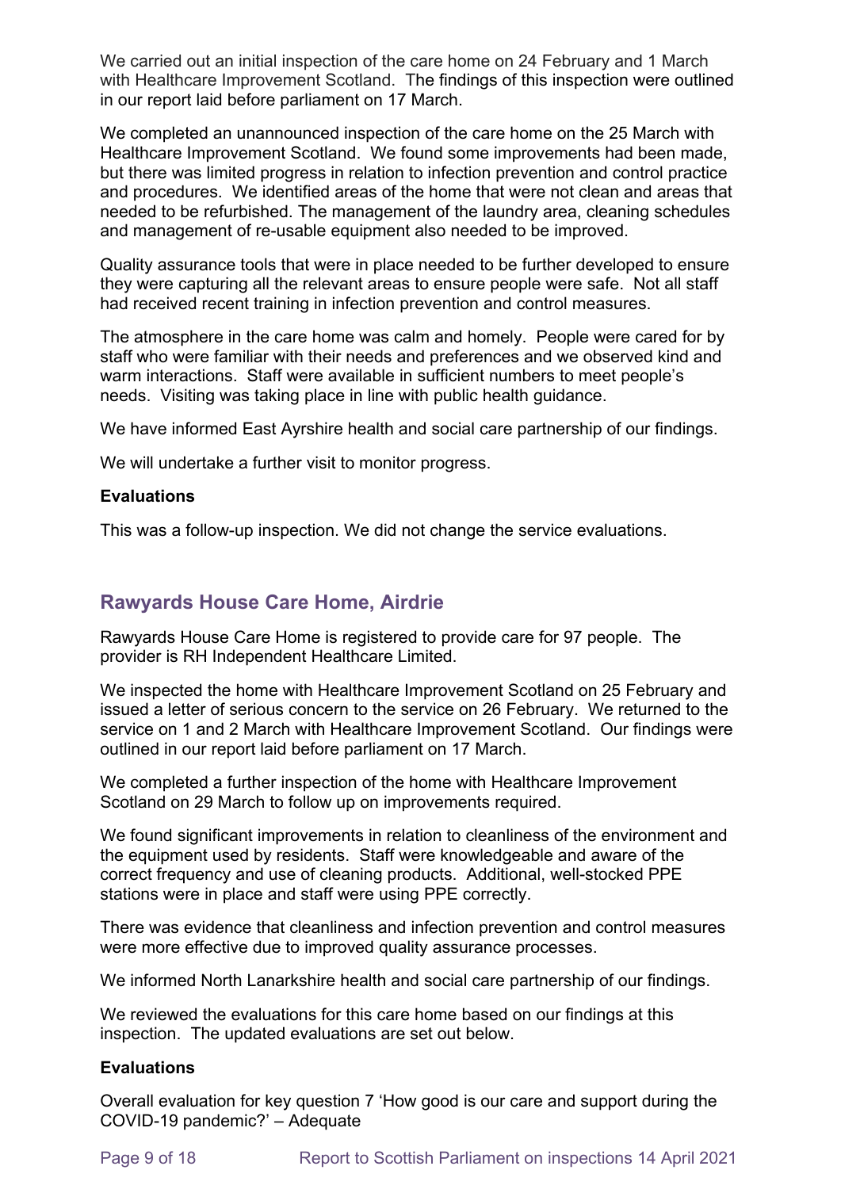We carried out an initial inspection of the care home on 24 February and 1 March with Healthcare Improvement Scotland. The findings of this inspection were outlined in our report laid before parliament on 17 March.

We completed an unannounced inspection of the care home on the 25 March with Healthcare Improvement Scotland. We found some improvements had been made, but there was limited progress in relation to infection prevention and control practice and procedures. We identified areas of the home that were not clean and areas that needed to be refurbished. The management of the laundry area, cleaning schedules and management of re-usable equipment also needed to be improved.

Quality assurance tools that were in place needed to be further developed to ensure they were capturing all the relevant areas to ensure people were safe. Not all staff had received recent training in infection prevention and control measures.

The atmosphere in the care home was calm and homely. People were cared for by staff who were familiar with their needs and preferences and we observed kind and warm interactions. Staff were available in sufficient numbers to meet people's needs. Visiting was taking place in line with public health guidance.

We have informed East Ayrshire health and social care partnership of our findings.

We will undertake a further visit to monitor progress.

**Evaluations**

This was a follow-up inspection. We did not change the service evaluations.

## Rawyards House Care Home, Airdrie

Rawyards House Care Home is registered to provide care for 97 people. The provider is RH Independent Healthcare Limited.

We inspected the home with Healthcare Improvement Scotland on 25 February and issued a letter of serious concern to the service on 26 February. We returned to the service on 1 and 2 March with Healthcare Improvement Scotland. Our findings were outlined in our report laid before parliament on 17 March.

We completed a further inspection of the home with Healthcare Improvement Scotland on 29 March to follow up on improvements required.

We found significant improvements in relation to cleanliness of the environment and the equipment used by residents. Staff were knowledgeable and aware of the correct frequency and use of cleaning products. Additional, well-stocked PPE stations were in place and staff were using PPE correctly.

There was evidence that cleanliness and infection prevention and control measures were more effective due to improved quality assurance processes.

We informed North Lanarkshire health and social care partnership of our findings.

We reviewed the evaluations for this care home based on our findings at this inspection. The updated evaluations are set out below.

**Evaluations**

Overall evaluation for key question 7 'How good is our care and support during the COVID-19 pandemic?' – Adequate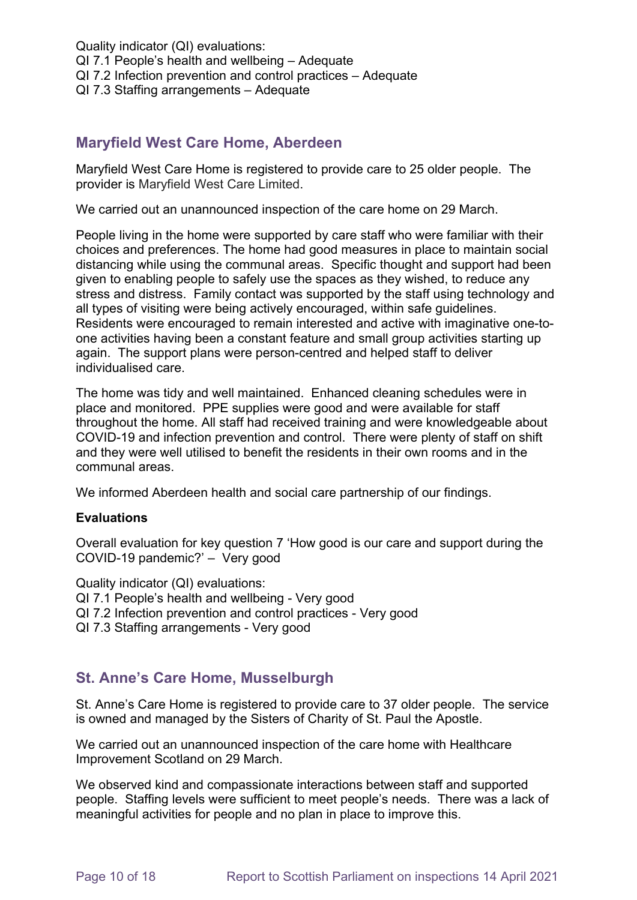Quality indicator (QI) evaluations:
QI 7.1 People's health and wellbeing – Adequate
QI 7.2 Infection prevention and control practices – Adequate
QI 7.3 Staffing arrangements – Adequate

## Maryfield West Care Home, Aberdeen

Maryfield West Care Home is registered to provide care to 25 older people. The provider is Maryfield West Care Limited.

We carried out an unannounced inspection of the care home on 29 March.

People living in the home were supported by care staff who were familiar with their choices and preferences. The home had good measures in place to maintain social distancing while using the communal areas. Specific thought and support had been given to enabling people to safely use the spaces as they wished, to reduce any stress and distress. Family contact was supported by the staff using technology and all types of visiting were being actively encouraged, within safe guidelines. Residents were encouraged to remain interested and active with imaginative one-to-one activities having been a constant feature and small group activities starting up again. The support plans were person-centred and helped staff to deliver individualised care.

The home was tidy and well maintained. Enhanced cleaning schedules were in place and monitored. PPE supplies were good and were available for staff throughout the home. All staff had received training and were knowledgeable about COVID-19 and infection prevention and control. There were plenty of staff on shift and they were well utilised to benefit the residents in their own rooms and in the communal areas.

We informed Aberdeen health and social care partnership of our findings.

**Evaluations**

Overall evaluation for key question 7 'How good is our care and support during the COVID-19 pandemic?' – Very good

Quality indicator (QI) evaluations:
QI 7.1 People's health and wellbeing - Very good
QI 7.2 Infection prevention and control practices - Very good
QI 7.3 Staffing arrangements - Very good

## St. Anne's Care Home, Musselburgh

St. Anne's Care Home is registered to provide care to 37 older people. The service is owned and managed by the Sisters of Charity of St. Paul the Apostle.

We carried out an unannounced inspection of the care home with Healthcare Improvement Scotland on 29 March.

We observed kind and compassionate interactions between staff and supported people. Staffing levels were sufficient to meet people's needs. There was a lack of meaningful activities for people and no plan in place to improve this.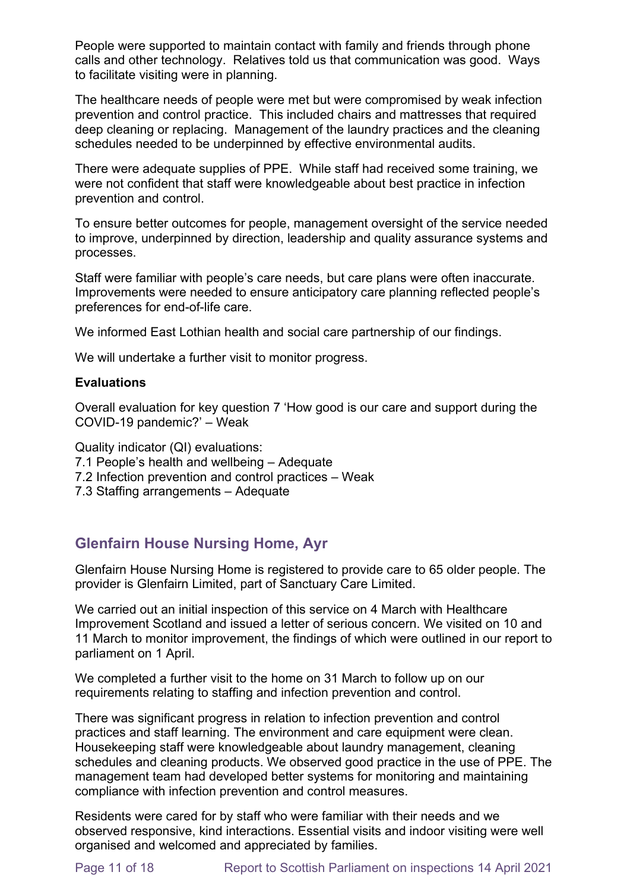People were supported to maintain contact with family and friends through phone calls and other technology. Relatives told us that communication was good. Ways to facilitate visiting were in planning.

The healthcare needs of people were met but were compromised by weak infection prevention and control practice. This included chairs and mattresses that required deep cleaning or replacing. Management of the laundry practices and the cleaning schedules needed to be underpinned by effective environmental audits.

There were adequate supplies of PPE. While staff had received some training, we were not confident that staff were knowledgeable about best practice in infection prevention and control.

To ensure better outcomes for people, management oversight of the service needed to improve, underpinned by direction, leadership and quality assurance systems and processes.

Staff were familiar with people's care needs, but care plans were often inaccurate. Improvements were needed to ensure anticipatory care planning reflected people's preferences for end-of-life care.

We informed East Lothian health and social care partnership of our findings.

We will undertake a further visit to monitor progress.

**Evaluations**

Overall evaluation for key question 7 'How good is our care and support during the COVID-19 pandemic?' – Weak

Quality indicator (QI) evaluations:
- 7.1 People's health and wellbeing – Adequate
- 7.2 Infection prevention and control practices – Weak
- 7.3 Staffing arrangements – Adequate

## Glenfairn House Nursing Home, Ayr

Glenfairn House Nursing Home is registered to provide care to 65 older people. The provider is Glenfairn Limited, part of Sanctuary Care Limited.

We carried out an initial inspection of this service on 4 March with Healthcare Improvement Scotland and issued a letter of serious concern. We visited on 10 and 11 March to monitor improvement, the findings of which were outlined in our report to parliament on 1 April.

We completed a further visit to the home on 31 March to follow up on our requirements relating to staffing and infection prevention and control.

There was significant progress in relation to infection prevention and control practices and staff learning. The environment and care equipment were clean. Housekeeping staff were knowledgeable about laundry management, cleaning schedules and cleaning products. We observed good practice in the use of PPE. The management team had developed better systems for monitoring and maintaining compliance with infection prevention and control measures.

Residents were cared for by staff who were familiar with their needs and we observed responsive, kind interactions. Essential visits and indoor visiting were well organised and welcomed and appreciated by families.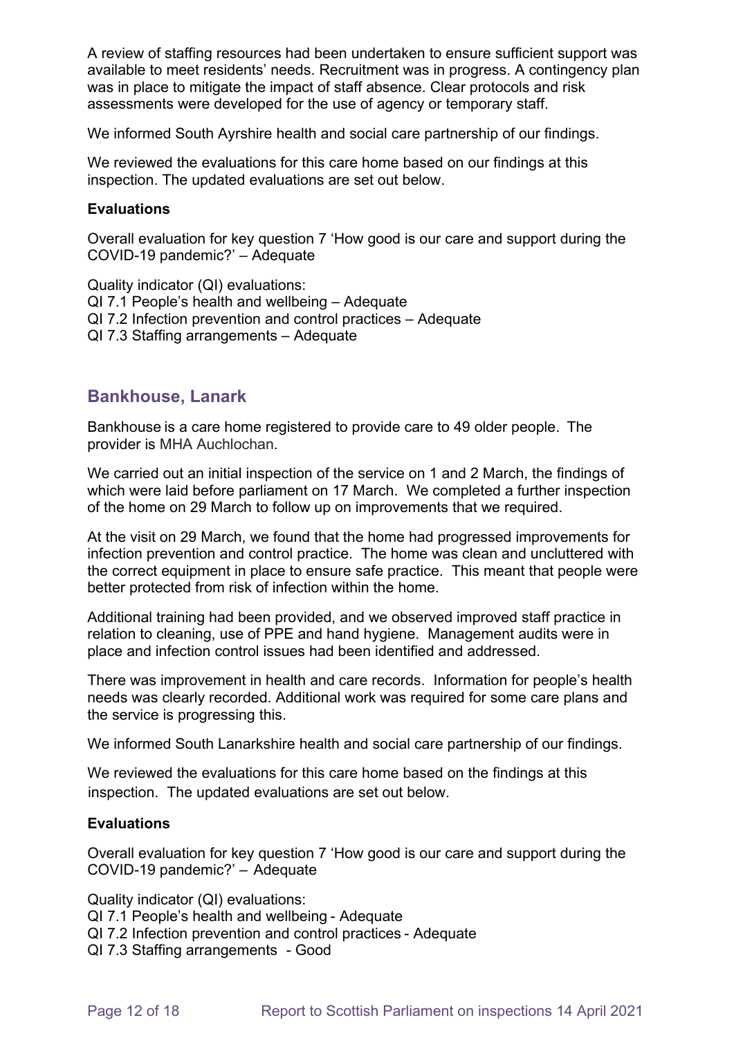A review of staffing resources had been undertaken to ensure sufficient support was available to meet residents' needs. Recruitment was in progress. A contingency plan was in place to mitigate the impact of staff absence. Clear protocols and risk assessments were developed for the use of agency or temporary staff.

We informed South Ayrshire health and social care partnership of our findings.

We reviewed the evaluations for this care home based on our findings at this inspection. The updated evaluations are set out below.

**Evaluations**

Overall evaluation for key question 7 'How good is our care and support during the COVID-19 pandemic?' – Adequate

Quality indicator (QI) evaluations:
QI 7.1 People's health and wellbeing – Adequate
QI 7.2 Infection prevention and control practices – Adequate
QI 7.3 Staffing arrangements – Adequate

## Bankhouse, Lanark

Bankhouse is a care home registered to provide care to 49 older people. The provider is MHA Auchlochan.

We carried out an initial inspection of the service on 1 and 2 March, the findings of which were laid before parliament on 17 March. We completed a further inspection of the home on 29 March to follow up on improvements that we required.

At the visit on 29 March, we found that the home had progressed improvements for infection prevention and control practice. The home was clean and uncluttered with the correct equipment in place to ensure safe practice. This meant that people were better protected from risk of infection within the home.

Additional training had been provided, and we observed improved staff practice in relation to cleaning, use of PPE and hand hygiene. Management audits were in place and infection control issues had been identified and addressed.

There was improvement in health and care records. Information for people's health needs was clearly recorded. Additional work was required for some care plans and the service is progressing this.

We informed South Lanarkshire health and social care partnership of our findings.

We reviewed the evaluations for this care home based on the findings at this inspection. The updated evaluations are set out below.

**Evaluations**

Overall evaluation for key question 7 'How good is our care and support during the COVID-19 pandemic?' – Adequate

Quality indicator (QI) evaluations:
QI 7.1 People's health and wellbeing - Adequate
QI 7.2 Infection prevention and control practices - Adequate
QI 7.3 Staffing arrangements - Good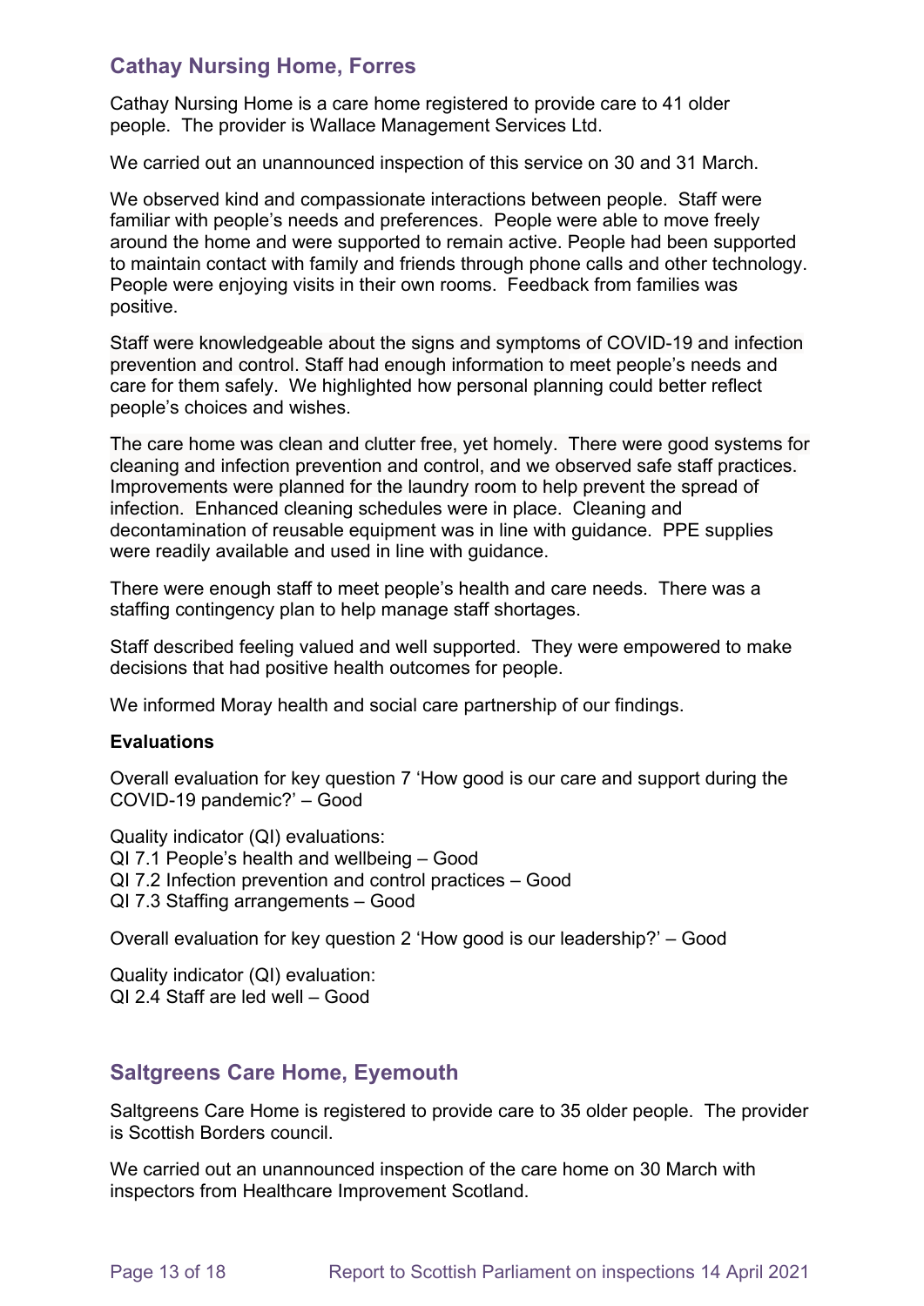## Cathay Nursing Home, Forres

Cathay Nursing Home is a care home registered to provide care to 41 older people. The provider is Wallace Management Services Ltd.

We carried out an unannounced inspection of this service on 30 and 31 March.

We observed kind and compassionate interactions between people. Staff were familiar with people's needs and preferences. People were able to move freely around the home and were supported to remain active. People had been supported to maintain contact with family and friends through phone calls and other technology. People were enjoying visits in their own rooms. Feedback from families was positive.

Staff were knowledgeable about the signs and symptoms of COVID-19 and infection prevention and control. Staff had enough information to meet people's needs and care for them safely. We highlighted how personal planning could better reflect people's choices and wishes.

The care home was clean and clutter free, yet homely. There were good systems for cleaning and infection prevention and control, and we observed safe staff practices. Improvements were planned for the laundry room to help prevent the spread of infection. Enhanced cleaning schedules were in place. Cleaning and decontamination of reusable equipment was in line with guidance. PPE supplies were readily available and used in line with guidance.

There were enough staff to meet people's health and care needs. There was a staffing contingency plan to help manage staff shortages.

Staff described feeling valued and well supported. They were empowered to make decisions that had positive health outcomes for people.

We informed Moray health and social care partnership of our findings.

**Evaluations**

Overall evaluation for key question 7 'How good is our care and support during the COVID-19 pandemic?' – Good

Quality indicator (QI) evaluations:
QI 7.1 People's health and wellbeing – Good
QI 7.2 Infection prevention and control practices – Good
QI 7.3 Staffing arrangements – Good

Overall evaluation for key question 2 'How good is our leadership?' – Good

Quality indicator (QI) evaluation:
QI 2.4 Staff are led well – Good

## Saltgreens Care Home, Eyemouth

Saltgreens Care Home is registered to provide care to 35 older people. The provider is Scottish Borders council.

We carried out an unannounced inspection of the care home on 30 March with inspectors from Healthcare Improvement Scotland.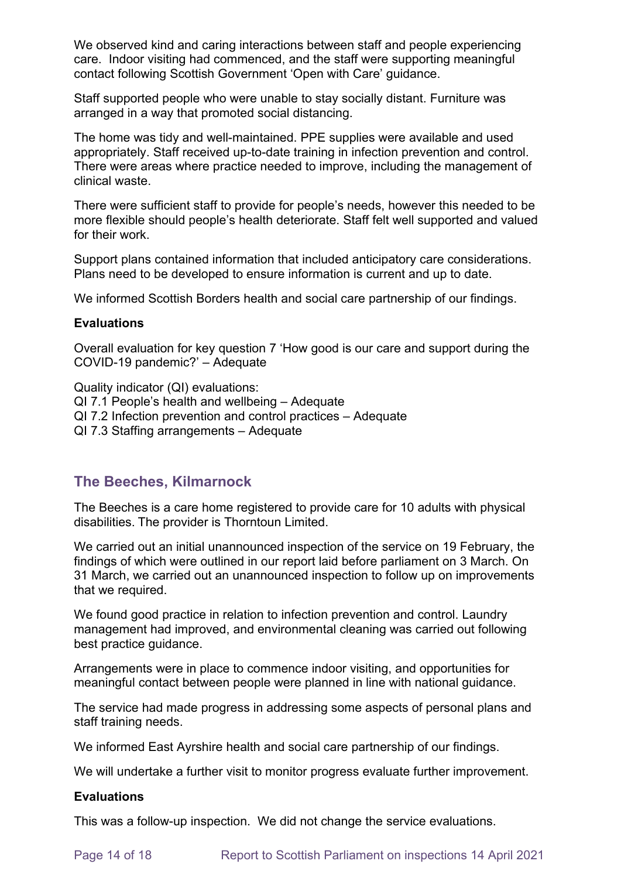We observed kind and caring interactions between staff and people experiencing care. Indoor visiting had commenced, and the staff were supporting meaningful contact following Scottish Government 'Open with Care' guidance.

Staff supported people who were unable to stay socially distant. Furniture was arranged in a way that promoted social distancing.

The home was tidy and well-maintained. PPE supplies were available and used appropriately. Staff received up-to-date training in infection prevention and control. There were areas where practice needed to improve, including the management of clinical waste.

There were sufficient staff to provide for people's needs, however this needed to be more flexible should people's health deteriorate. Staff felt well supported and valued for their work.

Support plans contained information that included anticipatory care considerations. Plans need to be developed to ensure information is current and up to date.

We informed Scottish Borders health and social care partnership of our findings.

**Evaluations**

Overall evaluation for key question 7 'How good is our care and support during the COVID-19 pandemic?' – Adequate

Quality indicator (QI) evaluations:
QI 7.1 People's health and wellbeing – Adequate
QI 7.2 Infection prevention and control practices – Adequate
QI 7.3 Staffing arrangements – Adequate

## The Beeches, Kilmarnock

The Beeches is a care home registered to provide care for 10 adults with physical disabilities. The provider is Thorntoun Limited.

We carried out an initial unannounced inspection of the service on 19 February, the findings of which were outlined in our report laid before parliament on 3 March. On 31 March, we carried out an unannounced inspection to follow up on improvements that we required.

We found good practice in relation to infection prevention and control. Laundry management had improved, and environmental cleaning was carried out following best practice guidance.

Arrangements were in place to commence indoor visiting, and opportunities for meaningful contact between people were planned in line with national guidance.

The service had made progress in addressing some aspects of personal plans and staff training needs.

We informed East Ayrshire health and social care partnership of our findings.

We will undertake a further visit to monitor progress evaluate further improvement.

**Evaluations**

This was a follow-up inspection. We did not change the service evaluations.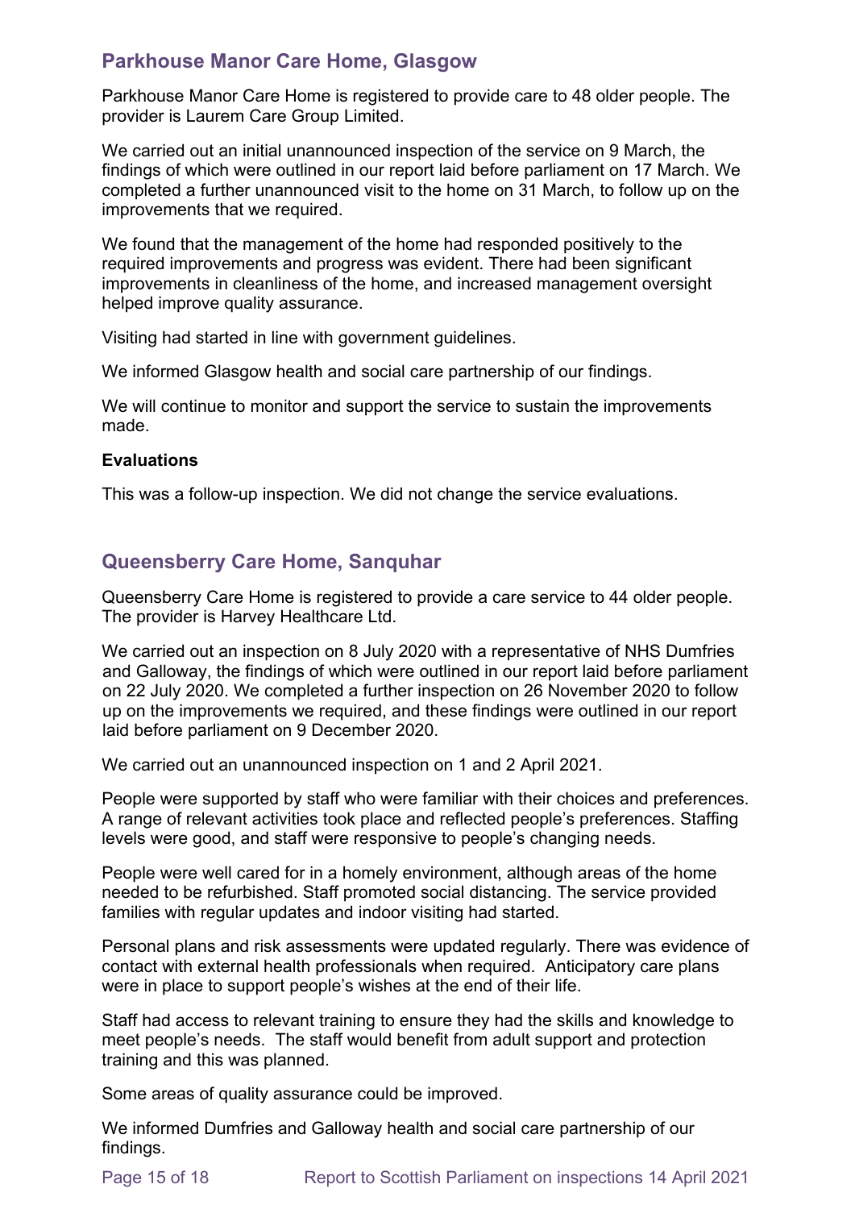## Parkhouse Manor Care Home, Glasgow

Parkhouse Manor Care Home is registered to provide care to 48 older people. The provider is Laurem Care Group Limited.

We carried out an initial unannounced inspection of the service on 9 March, the findings of which were outlined in our report laid before parliament on 17 March. We completed a further unannounced visit to the home on 31 March, to follow up on the improvements that we required.

We found that the management of the home had responded positively to the required improvements and progress was evident. There had been significant improvements in cleanliness of the home, and increased management oversight helped improve quality assurance.

Visiting had started in line with government guidelines.

We informed Glasgow health and social care partnership of our findings.

We will continue to monitor and support the service to sustain the improvements made.

**Evaluations**

This was a follow-up inspection. We did not change the service evaluations.

## Queensberry Care Home, Sanquhar

Queensberry Care Home is registered to provide a care service to 44 older people. The provider is Harvey Healthcare Ltd.

We carried out an inspection on 8 July 2020 with a representative of NHS Dumfries and Galloway, the findings of which were outlined in our report laid before parliament on 22 July 2020. We completed a further inspection on 26 November 2020 to follow up on the improvements we required, and these findings were outlined in our report laid before parliament on 9 December 2020.

We carried out an unannounced inspection on 1 and 2 April 2021.

People were supported by staff who were familiar with their choices and preferences. A range of relevant activities took place and reflected people's preferences. Staffing levels were good, and staff were responsive to people's changing needs.

People were well cared for in a homely environment, although areas of the home needed to be refurbished. Staff promoted social distancing. The service provided families with regular updates and indoor visiting had started.

Personal plans and risk assessments were updated regularly. There was evidence of contact with external health professionals when required. Anticipatory care plans were in place to support people's wishes at the end of their life.

Staff had access to relevant training to ensure they had the skills and knowledge to meet people's needs. The staff would benefit from adult support and protection training and this was planned.

Some areas of quality assurance could be improved.

We informed Dumfries and Galloway health and social care partnership of our findings.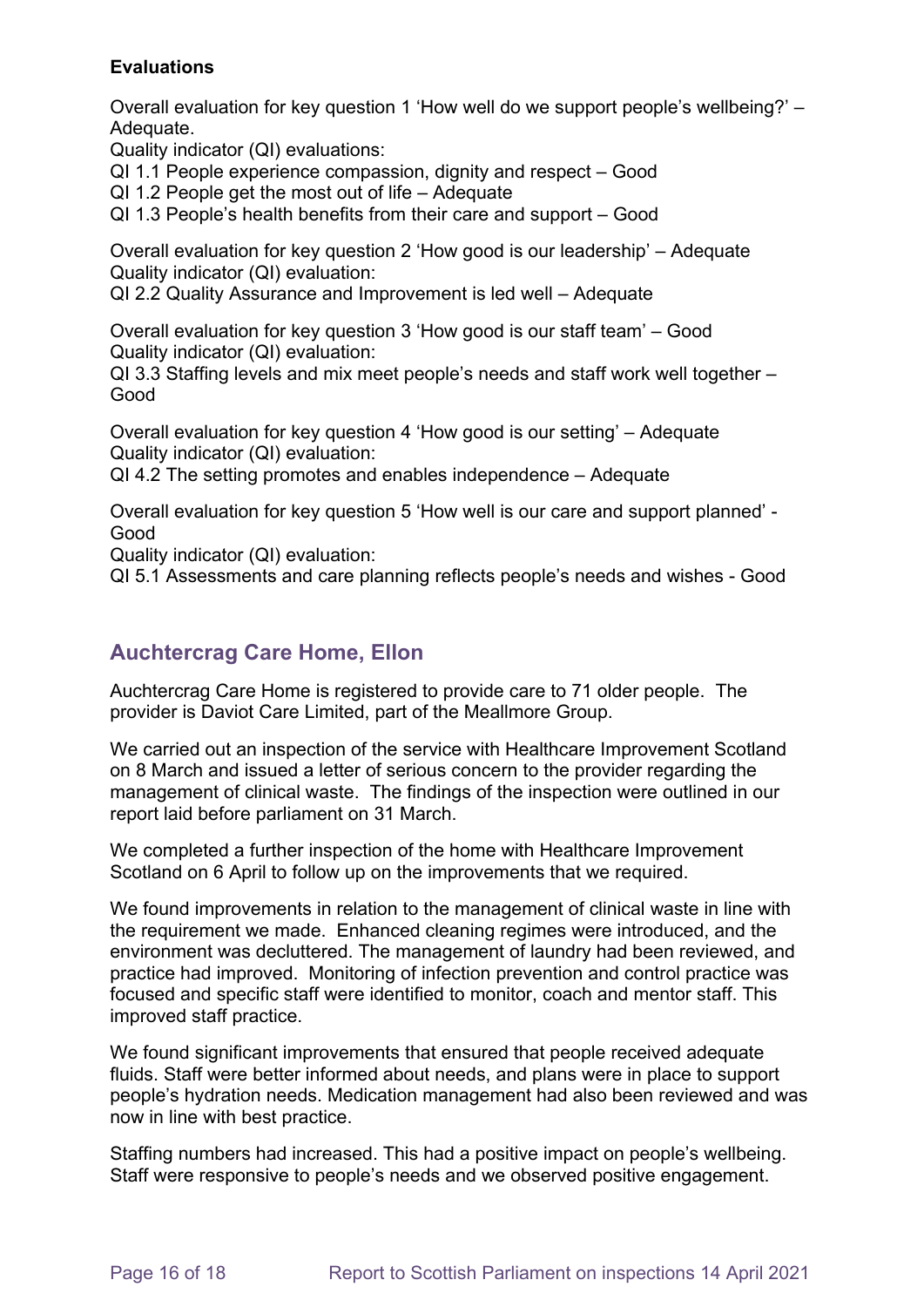**Evaluations**

Overall evaluation for key question 1 'How well do we support people's wellbeing?' – Adequate.
Quality indicator (QI) evaluations:
QI 1.1 People experience compassion, dignity and respect – Good
QI 1.2 People get the most out of life – Adequate
QI 1.3 People's health benefits from their care and support – Good

Overall evaluation for key question 2 'How good is our leadership' – Adequate
Quality indicator (QI) evaluation:
QI 2.2 Quality Assurance and Improvement is led well – Adequate

Overall evaluation for key question 3 'How good is our staff team' – Good
Quality indicator (QI) evaluation:
QI 3.3 Staffing levels and mix meet people's needs and staff work well together – Good

Overall evaluation for key question 4 'How good is our setting' – Adequate
Quality indicator (QI) evaluation:
QI 4.2 The setting promotes and enables independence – Adequate

Overall evaluation for key question 5 'How well is our care and support planned' - Good
Quality indicator (QI) evaluation:
QI 5.1 Assessments and care planning reflects people's needs and wishes - Good

## Auchtercrag Care Home, Ellon

Auchtercrag Care Home is registered to provide care to 71 older people. The provider is Daviot Care Limited, part of the Meallmore Group.

We carried out an inspection of the service with Healthcare Improvement Scotland on 8 March and issued a letter of serious concern to the provider regarding the management of clinical waste. The findings of the inspection were outlined in our report laid before parliament on 31 March.

We completed a further inspection of the home with Healthcare Improvement Scotland on 6 April to follow up on the improvements that we required.

We found improvements in relation to the management of clinical waste in line with the requirement we made. Enhanced cleaning regimes were introduced, and the environment was decluttered. The management of laundry had been reviewed, and practice had improved. Monitoring of infection prevention and control practice was focused and specific staff were identified to monitor, coach and mentor staff. This improved staff practice.

We found significant improvements that ensured that people received adequate fluids. Staff were better informed about needs, and plans were in place to support people's hydration needs. Medication management had also been reviewed and was now in line with best practice.

Staffing numbers had increased. This had a positive impact on people's wellbeing. Staff were responsive to people's needs and we observed positive engagement.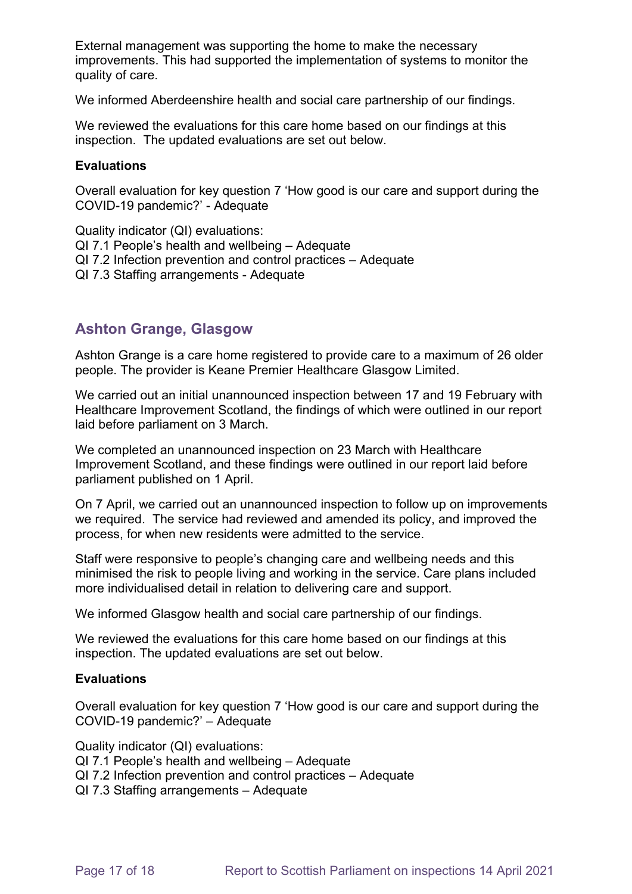External management was supporting the home to make the necessary improvements. This had supported the implementation of systems to monitor the quality of care.

We informed Aberdeenshire health and social care partnership of our findings.

We reviewed the evaluations for this care home based on our findings at this inspection. The updated evaluations are set out below.

**Evaluations**

Overall evaluation for key question 7 'How good is our care and support during the COVID-19 pandemic?' - Adequate

Quality indicator (QI) evaluations:
QI 7.1 People's health and wellbeing – Adequate
QI 7.2 Infection prevention and control practices – Adequate
QI 7.3 Staffing arrangements - Adequate

## Ashton Grange, Glasgow

Ashton Grange is a care home registered to provide care to a maximum of 26 older people. The provider is Keane Premier Healthcare Glasgow Limited.

We carried out an initial unannounced inspection between 17 and 19 February with Healthcare Improvement Scotland, the findings of which were outlined in our report laid before parliament on 3 March.

We completed an unannounced inspection on 23 March with Healthcare Improvement Scotland, and these findings were outlined in our report laid before parliament published on 1 April.

On 7 April, we carried out an unannounced inspection to follow up on improvements we required. The service had reviewed and amended its policy, and improved the process, for when new residents were admitted to the service.

Staff were responsive to people's changing care and wellbeing needs and this minimised the risk to people living and working in the service. Care plans included more individualised detail in relation to delivering care and support.

We informed Glasgow health and social care partnership of our findings.

We reviewed the evaluations for this care home based on our findings at this inspection. The updated evaluations are set out below.

**Evaluations**

Overall evaluation for key question 7 'How good is our care and support during the COVID-19 pandemic?' – Adequate

Quality indicator (QI) evaluations:
QI 7.1 People's health and wellbeing – Adequate
QI 7.2 Infection prevention and control practices – Adequate
QI 7.3 Staffing arrangements – Adequate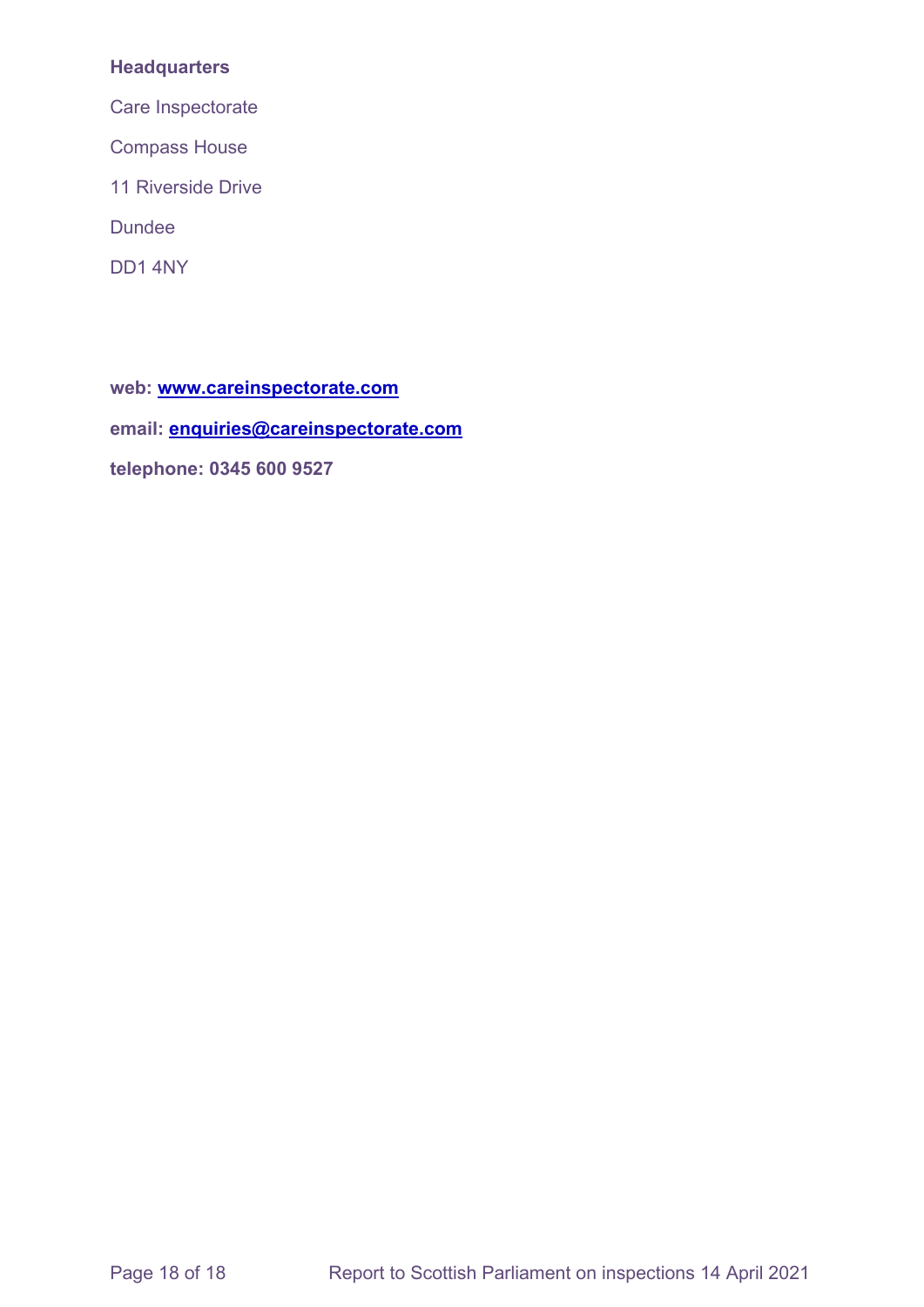**Headquarters**

Care Inspectorate

Compass House

11 Riverside Drive

Dundee

DD1 4NY

**web:** **[www.careinspectorate.com](http://www.careinspectorate.com)**

**email:** **[enquiries@careinspectorate.com](mailto:enquiries@careinspectorate.com)**

**telephone: 0345 600 9527**